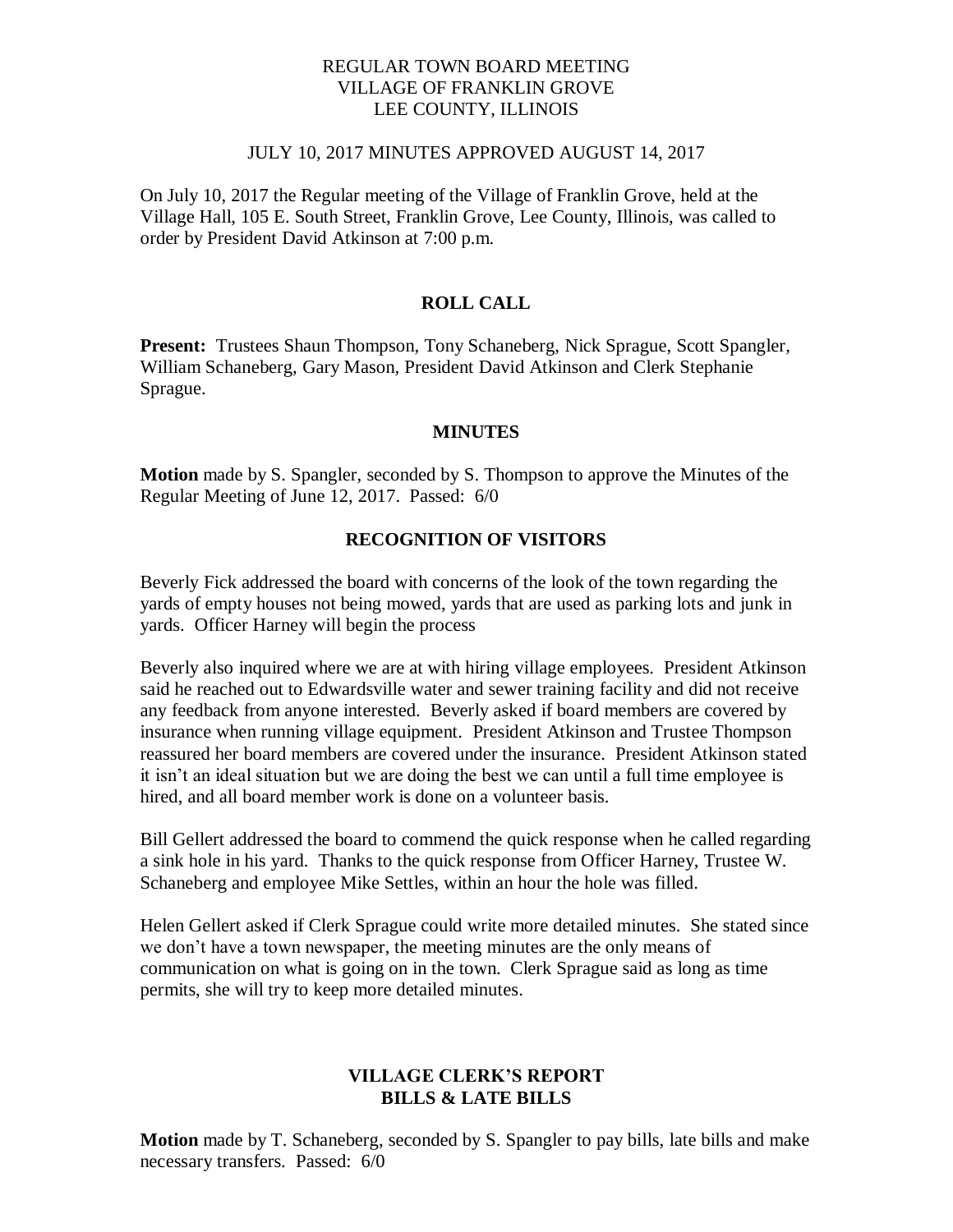REGULAR TOWN BOARD MEETING
VILLAGE OF FRANKLIN GROVE
LEE COUNTY, ILLINOIS

JULY 10, 2017 MINUTES APPROVED AUGUST 14, 2017

On July 10, 2017 the Regular meeting of the Village of Franklin Grove, held at the Village Hall, 105 E. South Street, Franklin Grove, Lee County, Illinois, was called to order by President David Atkinson at 7:00 p.m.

## ROLL CALL

**Present:** Trustees Shaun Thompson, Tony Schaneberg, Nick Sprague, Scott Spangler, William Schaneberg, Gary Mason, President David Atkinson and Clerk Stephanie Sprague.

## MINUTES

**Motion** made by S. Spangler, seconded by S. Thompson to approve the Minutes of the Regular Meeting of June 12, 2017. Passed: 6/0

## RECOGNITION OF VISITORS

Beverly Fick addressed the board with concerns of the look of the town regarding the yards of empty houses not being mowed, yards that are used as parking lots and junk in yards. Officer Harney will begin the process

Beverly also inquired where we are at with hiring village employees. President Atkinson said he reached out to Edwardsville water and sewer training facility and did not receive any feedback from anyone interested. Beverly asked if board members are covered by insurance when running village equipment. President Atkinson and Trustee Thompson reassured her board members are covered under the insurance. President Atkinson stated it isn't an ideal situation but we are doing the best we can until a full time employee is hired, and all board member work is done on a volunteer basis.

Bill Gellert addressed the board to commend the quick response when he called regarding a sink hole in his yard. Thanks to the quick response from Officer Harney, Trustee W. Schaneberg and employee Mike Settles, within an hour the hole was filled.

Helen Gellert asked if Clerk Sprague could write more detailed minutes. She stated since we don't have a town newspaper, the meeting minutes are the only means of communication on what is going on in the town. Clerk Sprague said as long as time permits, she will try to keep more detailed minutes.

## VILLAGE CLERK'S REPORT
## BILLS & LATE BILLS

**Motion** made by T. Schaneberg, seconded by S. Spangler to pay bills, late bills and make necessary transfers. Passed: 6/0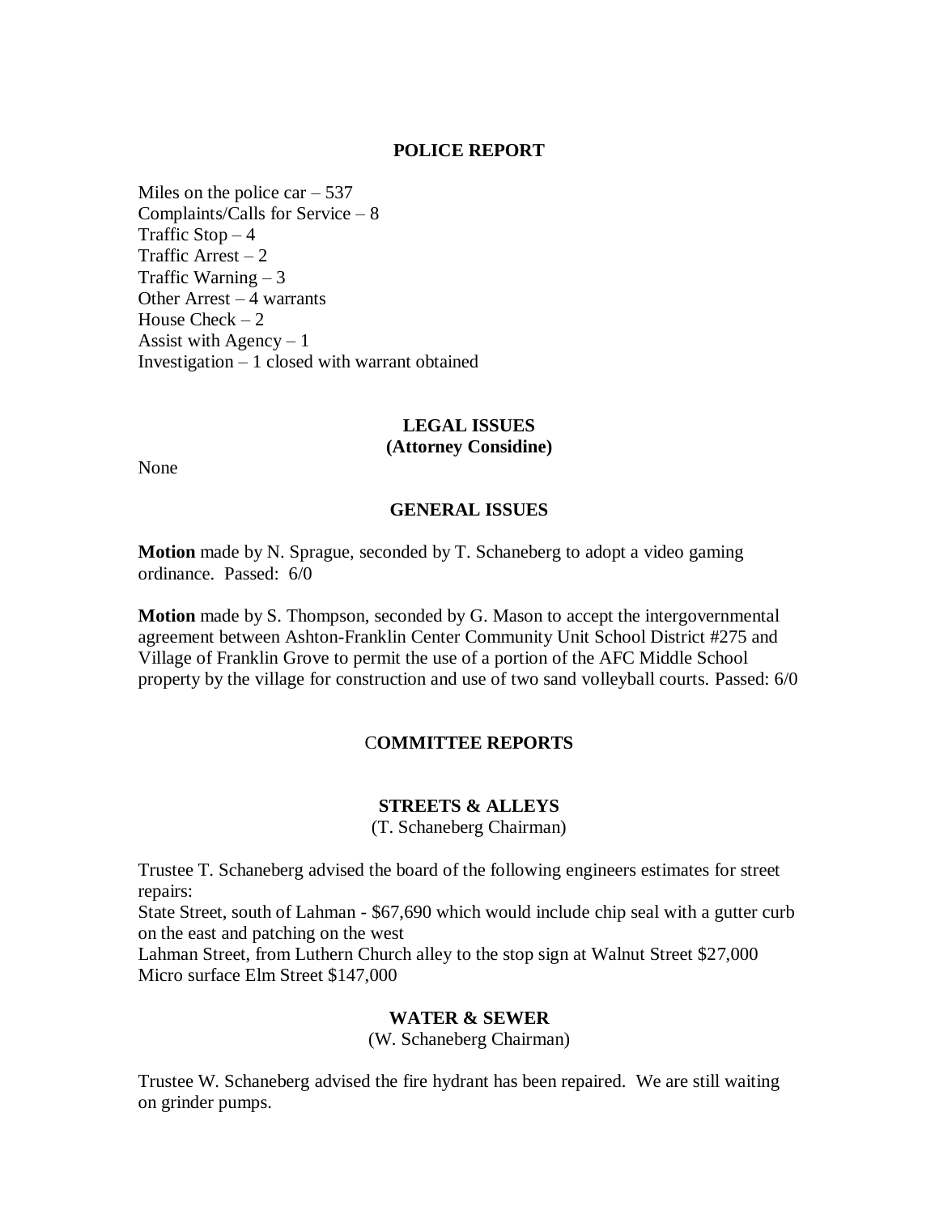## POLICE REPORT

Miles on the police car – 537
Complaints/Calls for Service – 8
Traffic Stop – 4
Traffic Arrest – 2
Traffic Warning – 3
Other Arrest – 4 warrants
House Check – 2
Assist with Agency – 1
Investigation – 1 closed with warrant obtained

## LEGAL ISSUES
### (Attorney Considine)

None

## GENERAL ISSUES

**Motion** made by N. Sprague, seconded by T. Schaneberg to adopt a video gaming ordinance. Passed: 6/0

**Motion** made by S. Thompson, seconded by G. Mason to accept the intergovernmental agreement between Ashton-Franklin Center Community Unit School District #275 and Village of Franklin Grove to permit the use of a portion of the AFC Middle School property by the village for construction and use of two sand volleyball courts. Passed: 6/0

## COMMITTEE REPORTS

### STREETS & ALLEYS
(T. Schaneberg Chairman)

Trustee T. Schaneberg advised the board of the following engineers estimates for street repairs:
State Street, south of Lahman - $67,690 which would include chip seal with a gutter curb on the east and patching on the west
Lahman Street, from Luthern Church alley to the stop sign at Walnut Street $27,000
Micro surface Elm Street $147,000

### WATER & SEWER
(W. Schaneberg Chairman)

Trustee W. Schaneberg advised the fire hydrant has been repaired. We are still waiting on grinder pumps.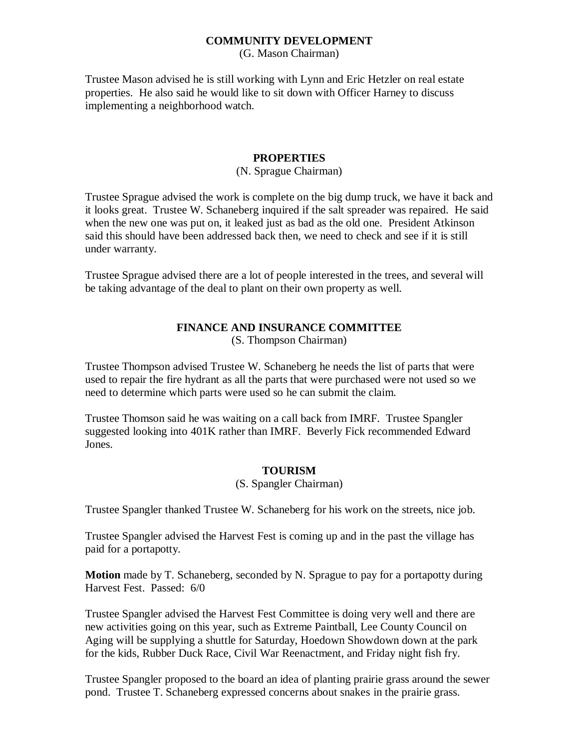## COMMUNITY DEVELOPMENT

(G. Mason Chairman)

Trustee Mason advised he is still working with Lynn and Eric Hetzler on real estate properties. He also said he would like to sit down with Officer Harney to discuss implementing a neighborhood watch.

## PROPERTIES

(N. Sprague Chairman)

Trustee Sprague advised the work is complete on the big dump truck, we have it back and it looks great. Trustee W. Schaneberg inquired if the salt spreader was repaired. He said when the new one was put on, it leaked just as bad as the old one. President Atkinson said this should have been addressed back then, we need to check and see if it is still under warranty.

Trustee Sprague advised there are a lot of people interested in the trees, and several will be taking advantage of the deal to plant on their own property as well.

## FINANCE AND INSURANCE COMMITTEE

(S. Thompson Chairman)

Trustee Thompson advised Trustee W. Schaneberg he needs the list of parts that were used to repair the fire hydrant as all the parts that were purchased were not used so we need to determine which parts were used so he can submit the claim.

Trustee Thomson said he was waiting on a call back from IMRF. Trustee Spangler suggested looking into 401K rather than IMRF. Beverly Fick recommended Edward Jones.

## TOURISM

(S. Spangler Chairman)

Trustee Spangler thanked Trustee W. Schaneberg for his work on the streets, nice job.

Trustee Spangler advised the Harvest Fest is coming up and in the past the village has paid for a portapotty.

**Motion** made by T. Schaneberg, seconded by N. Sprague to pay for a portapotty during Harvest Fest. Passed: 6/0

Trustee Spangler advised the Harvest Fest Committee is doing very well and there are new activities going on this year, such as Extreme Paintball, Lee County Council on Aging will be supplying a shuttle for Saturday, Hoedown Showdown down at the park for the kids, Rubber Duck Race, Civil War Reenactment, and Friday night fish fry.

Trustee Spangler proposed to the board an idea of planting prairie grass around the sewer pond. Trustee T. Schaneberg expressed concerns about snakes in the prairie grass.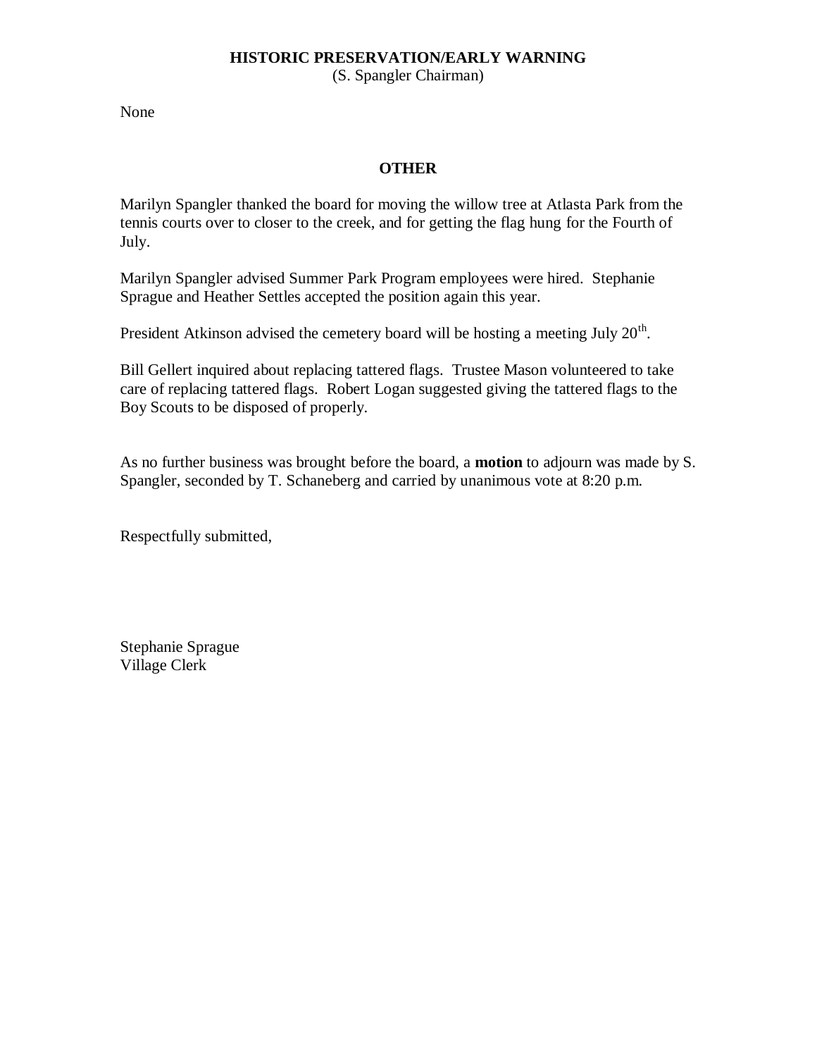**HISTORIC PRESERVATION/EARLY WARNING**
(S. Spangler Chairman)

None

**OTHER**

Marilyn Spangler thanked the board for moving the willow tree at Atlasta Park from the tennis courts over to closer to the creek, and for getting the flag hung for the Fourth of July.

Marilyn Spangler advised Summer Park Program employees were hired. Stephanie Sprague and Heather Settles accepted the position again this year.

President Atkinson advised the cemetery board will be hosting a meeting July 20th.

Bill Gellert inquired about replacing tattered flags. Trustee Mason volunteered to take care of replacing tattered flags. Robert Logan suggested giving the tattered flags to the Boy Scouts to be disposed of properly.

As no further business was brought before the board, a **motion** to adjourn was made by S. Spangler, seconded by T. Schaneberg and carried by unanimous vote at 8:20 p.m.

Respectfully submitted,

Stephanie Sprague
Village Clerk